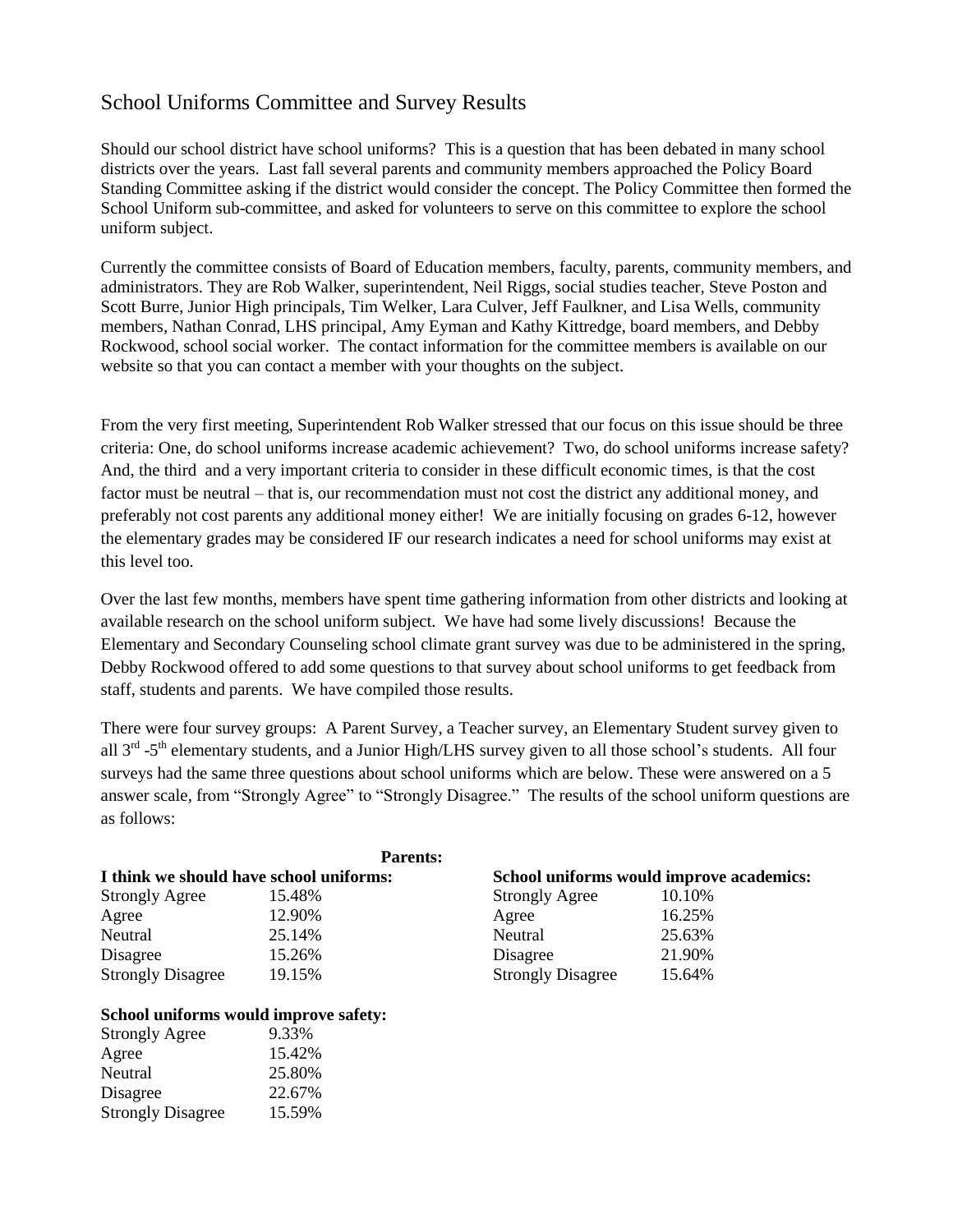# School Uniforms Committee and Survey Results

Should our school district have school uniforms? This is a question that has been debated in many school districts over the years. Last fall several parents and community members approached the Policy Board Standing Committee asking if the district would consider the concept. The Policy Committee then formed the School Uniform sub-committee, and asked for volunteers to serve on this committee to explore the school uniform subject.

Currently the committee consists of Board of Education members, faculty, parents, community members, and administrators. They are Rob Walker, superintendent, Neil Riggs, social studies teacher, Steve Poston and Scott Burre, Junior High principals, Tim Welker, Lara Culver, Jeff Faulkner, and Lisa Wells, community members, Nathan Conrad, LHS principal, Amy Eyman and Kathy Kittredge, board members, and Debby Rockwood, school social worker. The contact information for the committee members is available on our website so that you can contact a member with your thoughts on the subject.

From the very first meeting, Superintendent Rob Walker stressed that our focus on this issue should be three criteria: One, do school uniforms increase academic achievement? Two, do school uniforms increase safety? And, the third and a very important criteria to consider in these difficult economic times, is that the cost factor must be neutral – that is, our recommendation must not cost the district any additional money, and preferably not cost parents any additional money either! We are initially focusing on grades 6-12, however the elementary grades may be considered IF our research indicates a need for school uniforms may exist at this level too.

Over the last few months, members have spent time gathering information from other districts and looking at available research on the school uniform subject. We have had some lively discussions! Because the Elementary and Secondary Counseling school climate grant survey was due to be administered in the spring, Debby Rockwood offered to add some questions to that survey about school uniforms to get feedback from staff, students and parents. We have compiled those results.

There were four survey groups: A Parent Survey, a Teacher survey, an Elementary Student survey given to all 3rd -5th elementary students, and a Junior High/LHS survey given to all those school's students. All four surveys had the same three questions about school uniforms which are below. These were answered on a 5 answer scale, from "Strongly Agree" to "Strongly Disagree." The results of the school uniform questions are as follows:

**Parents:**

| **I think we should have school uniforms:** | |
|---|---|
| Strongly Agree | 15.48% |
| Agree | 12.90% |
| Neutral | 25.14% |
| Disagree | 15.26% |
| Strongly Disagree | 19.15% |

| **School uniforms would improve academics:** | |
|---|---|
| Strongly Agree | 10.10% |
| Agree | 16.25% |
| Neutral | 25.63% |
| Disagree | 21.90% |
| Strongly Disagree | 15.64% |

| **School uniforms would improve safety:** | |
|---|---|
| Strongly Agree | 9.33% |
| Agree | 15.42% |
| Neutral | 25.80% |
| Disagree | 22.67% |
| Strongly Disagree | 15.59% |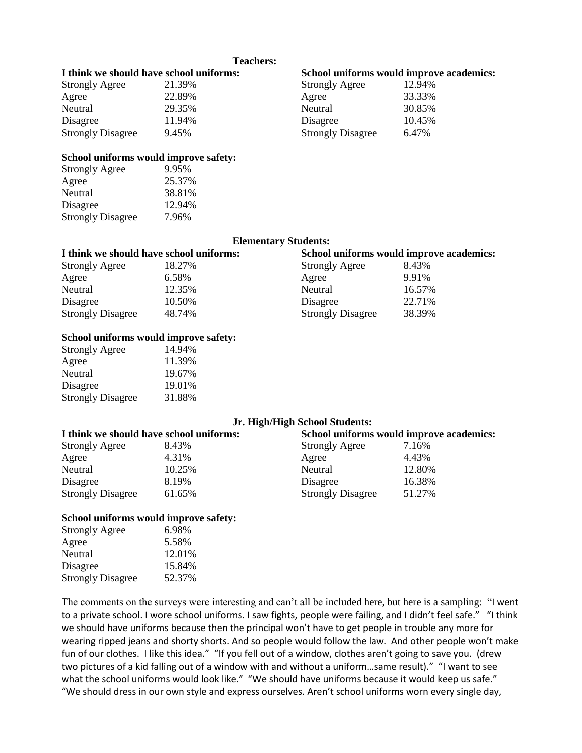## Teachers:

**I think we should have school uniforms:**

| | |
|---|---|
| Strongly Agree | 21.39% |
| Agree | 22.89% |
| Neutral | 29.35% |
| Disagree | 11.94% |
| Strongly Disagree | 9.45% |

**School uniforms would improve academics:**

| | |
|---|---|
| Strongly Agree | 12.94% |
| Agree | 33.33% |
| Neutral | 30.85% |
| Disagree | 10.45% |
| Strongly Disagree | 6.47% |

**School uniforms would improve safety:**

| | |
|---|---|
| Strongly Agree | 9.95% |
| Agree | 25.37% |
| Neutral | 38.81% |
| Disagree | 12.94% |
| Strongly Disagree | 7.96% |

## Elementary Students:

**I think we should have school uniforms:**

| | |
|---|---|
| Strongly Agree | 18.27% |
| Agree | 6.58% |
| Neutral | 12.35% |
| Disagree | 10.50% |
| Strongly Disagree | 48.74% |

**School uniforms would improve academics:**

| | |
|---|---|
| Strongly Agree | 8.43% |
| Agree | 9.91% |
| Neutral | 16.57% |
| Disagree | 22.71% |
| Strongly Disagree | 38.39% |

**School uniforms would improve safety:**

| | |
|---|---|
| Strongly Agree | 14.94% |
| Agree | 11.39% |
| Neutral | 19.67% |
| Disagree | 19.01% |
| Strongly Disagree | 31.88% |

## Jr. High/High School Students:

**I think we should have school uniforms:**

| | |
|---|---|
| Strongly Agree | 8.43% |
| Agree | 4.31% |
| Neutral | 10.25% |
| Disagree | 8.19% |
| Strongly Disagree | 61.65% |

**School uniforms would improve academics:**

| | |
|---|---|
| Strongly Agree | 7.16% |
| Agree | 4.43% |
| Neutral | 12.80% |
| Disagree | 16.38% |
| Strongly Disagree | 51.27% |

**School uniforms would improve safety:**

| | |
|---|---|
| Strongly Agree | 6.98% |
| Agree | 5.58% |
| Neutral | 12.01% |
| Disagree | 15.84% |
| Strongly Disagree | 52.37% |

The comments on the surveys were interesting and can't all be included here, but here is a sampling: "I went to a private school. I wore school uniforms. I saw fights, people were failing, and I didn't feel safe." "I think we should have uniforms because then the principal won't have to get people in trouble any more for wearing ripped jeans and shorty shorts. And so people would follow the law. And other people won't make fun of our clothes. I like this idea." "If you fell out of a window, clothes aren't going to save you. (drew two pictures of a kid falling out of a window with and without a uniform…same result)." "I want to see what the school uniforms would look like." "We should have uniforms because it would keep us safe." "We should dress in our own style and express ourselves. Aren't school uniforms worn every single day,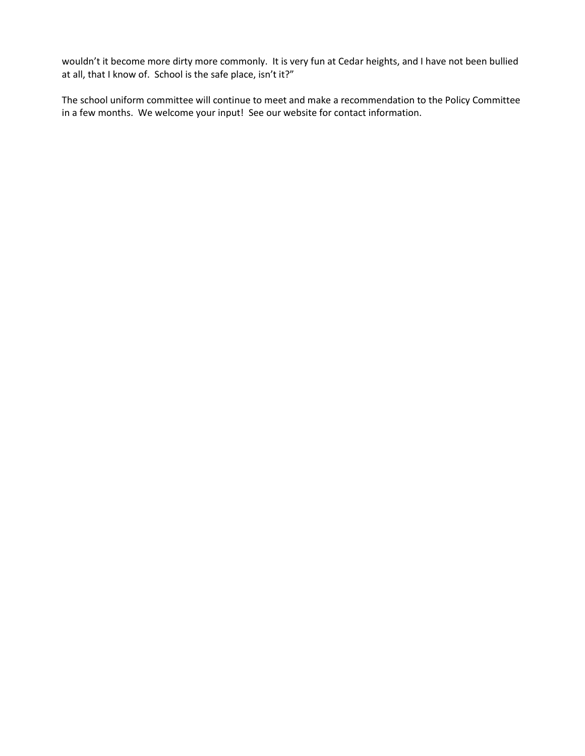wouldn't it become more dirty more commonly. It is very fun at Cedar heights, and I have not been bullied at all, that I know of. School is the safe place, isn't it?"

The school uniform committee will continue to meet and make a recommendation to the Policy Committee in a few months. We welcome your input! See our website for contact information.